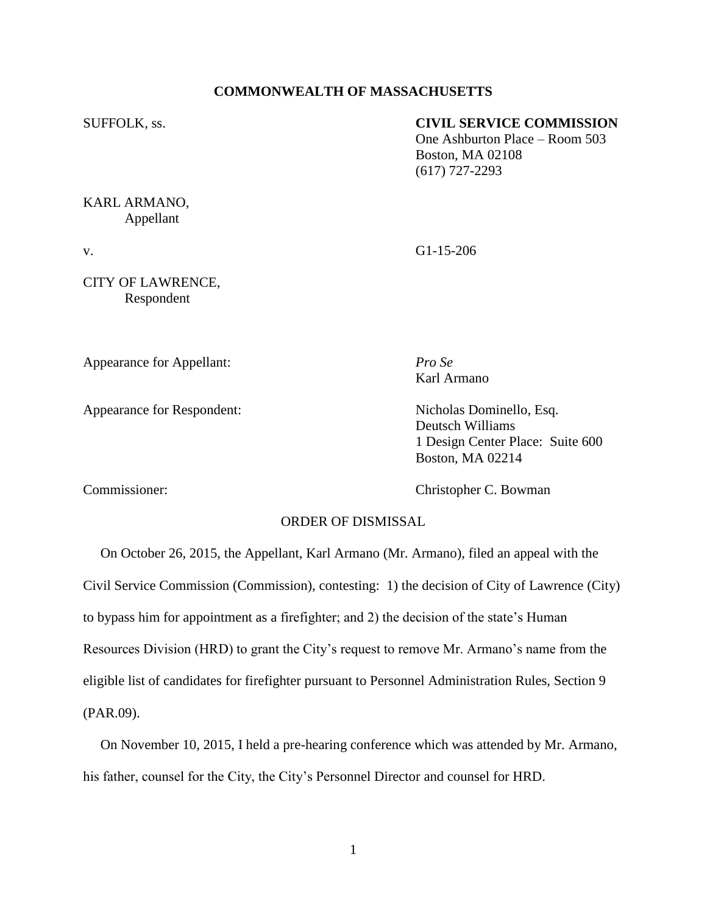**COMMONWEALTH OF MASSACHUSETTS**

SUFFOLK, ss.

**CIVIL SERVICE COMMISSION**
One Ashburton Place – Room 503
Boston, MA 02108
(617) 727-2293

KARL ARMANO,
Appellant

v.

G1-15-206

CITY OF LAWRENCE,
Respondent

Appearance for Appellant: *Pro Se*
Karl Armano

Appearance for Respondent: Nicholas Dominello, Esq.
Deutsch Williams
1 Design Center Place: Suite 600
Boston, MA 02214

Commissioner: Christopher C. Bowman

ORDER OF DISMISSAL

On October 26, 2015, the Appellant, Karl Armano (Mr. Armano), filed an appeal with the Civil Service Commission (Commission), contesting: 1) the decision of City of Lawrence (City) to bypass him for appointment as a firefighter; and 2) the decision of the state's Human Resources Division (HRD) to grant the City's request to remove Mr. Armano's name from the eligible list of candidates for firefighter pursuant to Personnel Administration Rules, Section 9 (PAR.09).

On November 10, 2015, I held a pre-hearing conference which was attended by Mr. Armano, his father, counsel for the City, the City's Personnel Director and counsel for HRD.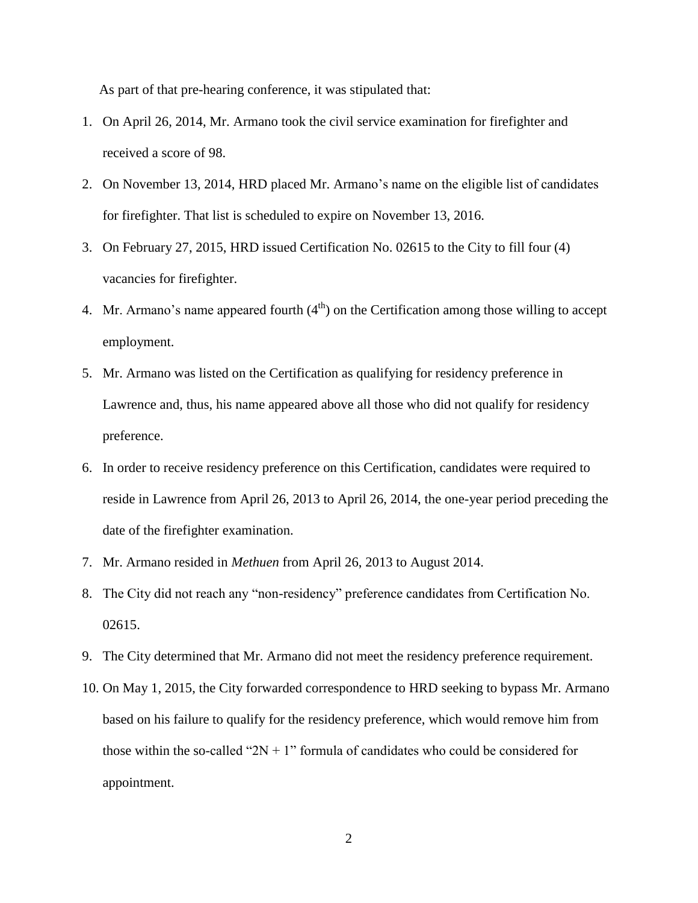As part of that pre-hearing conference, it was stipulated that:

1. On April 26, 2014, Mr. Armano took the civil service examination for firefighter and received a score of 98.
2. On November 13, 2014, HRD placed Mr. Armano's name on the eligible list of candidates for firefighter. That list is scheduled to expire on November 13, 2016.
3. On February 27, 2015, HRD issued Certification No. 02615 to the City to fill four (4) vacancies for firefighter.
4. Mr. Armano's name appeared fourth (4th) on the Certification among those willing to accept employment.
5. Mr. Armano was listed on the Certification as qualifying for residency preference in Lawrence and, thus, his name appeared above all those who did not qualify for residency preference.
6. In order to receive residency preference on this Certification, candidates were required to reside in Lawrence from April 26, 2013 to April 26, 2014, the one-year period preceding the date of the firefighter examination.
7. Mr. Armano resided in *Methuen* from April 26, 2013 to August 2014.
8. The City did not reach any "non-residency" preference candidates from Certification No. 02615.
9. The City determined that Mr. Armano did not meet the residency preference requirement.
10. On May 1, 2015, the City forwarded correspondence to HRD seeking to bypass Mr. Armano based on his failure to qualify for the residency preference, which would remove him from those within the so-called "2N + 1" formula of candidates who could be considered for appointment.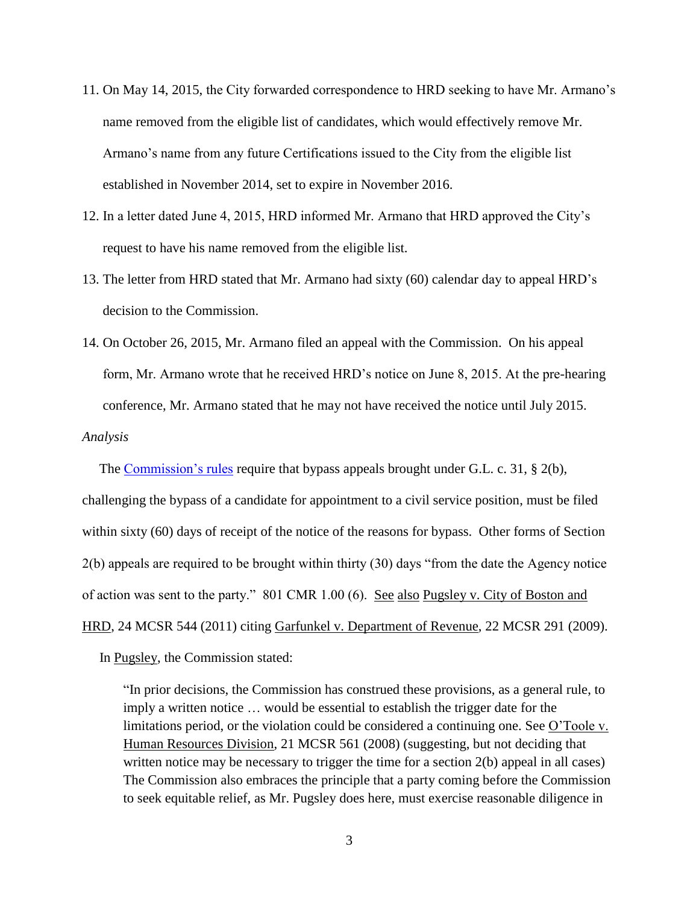11. On May 14, 2015, the City forwarded correspondence to HRD seeking to have Mr. Armano's name removed from the eligible list of candidates, which would effectively remove Mr. Armano's name from any future Certifications issued to the City from the eligible list established in November 2014, set to expire in November 2016.
12. In a letter dated June 4, 2015, HRD informed Mr. Armano that HRD approved the City's request to have his name removed from the eligible list.
13. The letter from HRD stated that Mr. Armano had sixty (60) calendar day to appeal HRD's decision to the Commission.
14. On October 26, 2015, Mr. Armano filed an appeal with the Commission. On his appeal form, Mr. Armano wrote that he received HRD's notice on June 8, 2015. At the pre-hearing conference, Mr. Armano stated that he may not have received the notice until July 2015.

*Analysis*

The Commission's rules require that bypass appeals brought under G.L. c. 31, § 2(b), challenging the bypass of a candidate for appointment to a civil service position, must be filed within sixty (60) days of receipt of the notice of the reasons for bypass. Other forms of Section 2(b) appeals are required to be brought within thirty (30) days "from the date the Agency notice of action was sent to the party." 801 CMR 1.00 (6). See also Pugsley v. City of Boston and HRD, 24 MCSR 544 (2011) citing Garfunkel v. Department of Revenue, 22 MCSR 291 (2009).

In Pugsley, the Commission stated:

> "In prior decisions, the Commission has construed these provisions, as a general rule, to imply a written notice … would be essential to establish the trigger date for the limitations period, or the violation could be considered a continuing one. See O'Toole v. Human Resources Division, 21 MCSR 561 (2008) (suggesting, but not deciding that written notice may be necessary to trigger the time for a section 2(b) appeal in all cases) The Commission also embraces the principle that a party coming before the Commission to seek equitable relief, as Mr. Pugsley does here, must exercise reasonable diligence in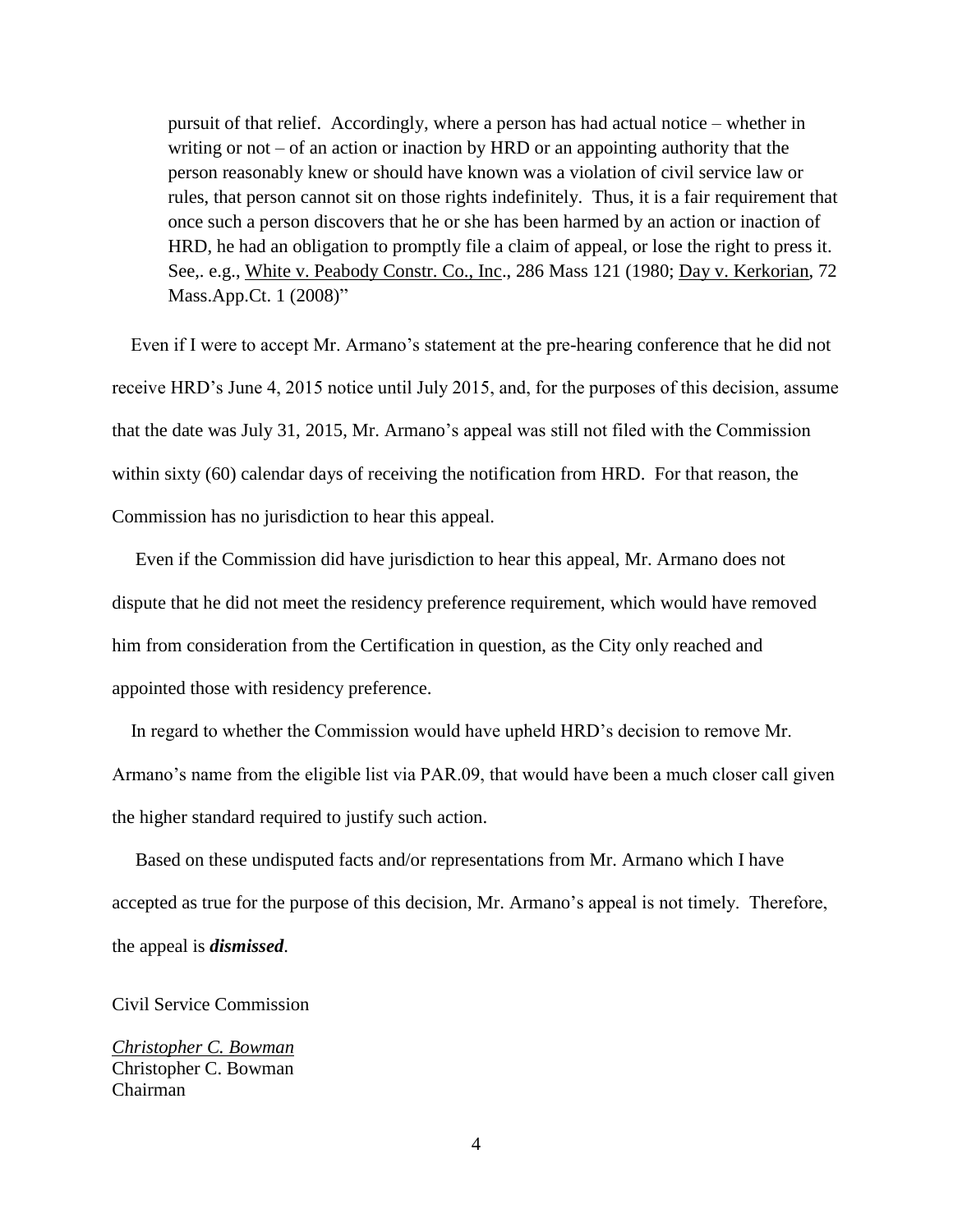> pursuit of that relief. Accordingly, where a person has had actual notice – whether in writing or not – of an action or inaction by HRD or an appointing authority that the person reasonably knew or should have known was a violation of civil service law or rules, that person cannot sit on those rights indefinitely. Thus, it is a fair requirement that once such a person discovers that he or she has been harmed by an action or inaction of HRD, he had an obligation to promptly file a claim of appeal, or lose the right to press it. See,. e.g., White v. Peabody Constr. Co., Inc., 286 Mass 121 (1980; Day v. Kerkorian, 72 Mass.App.Ct. 1 (2008)"

Even if I were to accept Mr. Armano's statement at the pre-hearing conference that he did not receive HRD's June 4, 2015 notice until July 2015, and, for the purposes of this decision, assume that the date was July 31, 2015, Mr. Armano's appeal was still not filed with the Commission within sixty (60) calendar days of receiving the notification from HRD. For that reason, the Commission has no jurisdiction to hear this appeal.

Even if the Commission did have jurisdiction to hear this appeal, Mr. Armano does not dispute that he did not meet the residency preference requirement, which would have removed him from consideration from the Certification in question, as the City only reached and appointed those with residency preference.

In regard to whether the Commission would have upheld HRD's decision to remove Mr. Armano's name from the eligible list via PAR.09, that would have been a much closer call given the higher standard required to justify such action.

Based on these undisputed facts and/or representations from Mr. Armano which I have accepted as true for the purpose of this decision, Mr. Armano's appeal is not timely. Therefore, the appeal is ***dismissed***.

Civil Service Commission

*Christopher C. Bowman*
Christopher C. Bowman
Chairman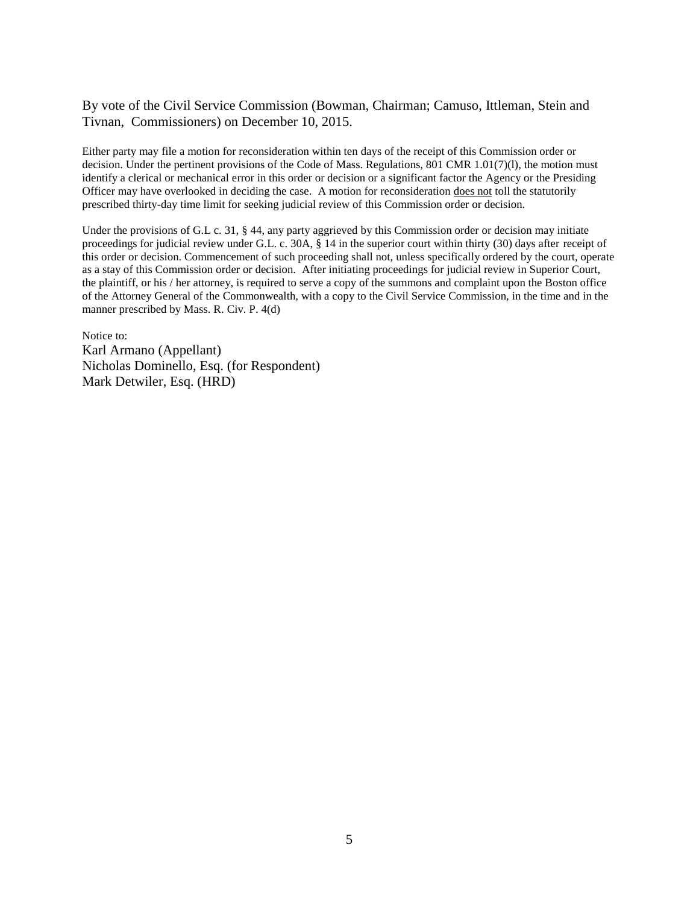By vote of the Civil Service Commission (Bowman, Chairman; Camuso, Ittleman, Stein and Tivnan, Commissioners) on December 10, 2015.

Either party may file a motion for reconsideration within ten days of the receipt of this Commission order or decision. Under the pertinent provisions of the Code of Mass. Regulations, 801 CMR 1.01(7)(l), the motion must identify a clerical or mechanical error in this order or decision or a significant factor the Agency or the Presiding Officer may have overlooked in deciding the case. A motion for reconsideration does not toll the statutorily prescribed thirty-day time limit for seeking judicial review of this Commission order or decision.

Under the provisions of G.L c. 31, § 44, any party aggrieved by this Commission order or decision may initiate proceedings for judicial review under G.L. c. 30A, § 14 in the superior court within thirty (30) days after receipt of this order or decision. Commencement of such proceeding shall not, unless specifically ordered by the court, operate as a stay of this Commission order or decision. After initiating proceedings for judicial review in Superior Court, the plaintiff, or his / her attorney, is required to serve a copy of the summons and complaint upon the Boston office of the Attorney General of the Commonwealth, with a copy to the Civil Service Commission, in the time and in the manner prescribed by Mass. R. Civ. P. 4(d)

Notice to:
Karl Armano (Appellant)
Nicholas Dominello, Esq. (for Respondent)
Mark Detwiler, Esq. (HRD)